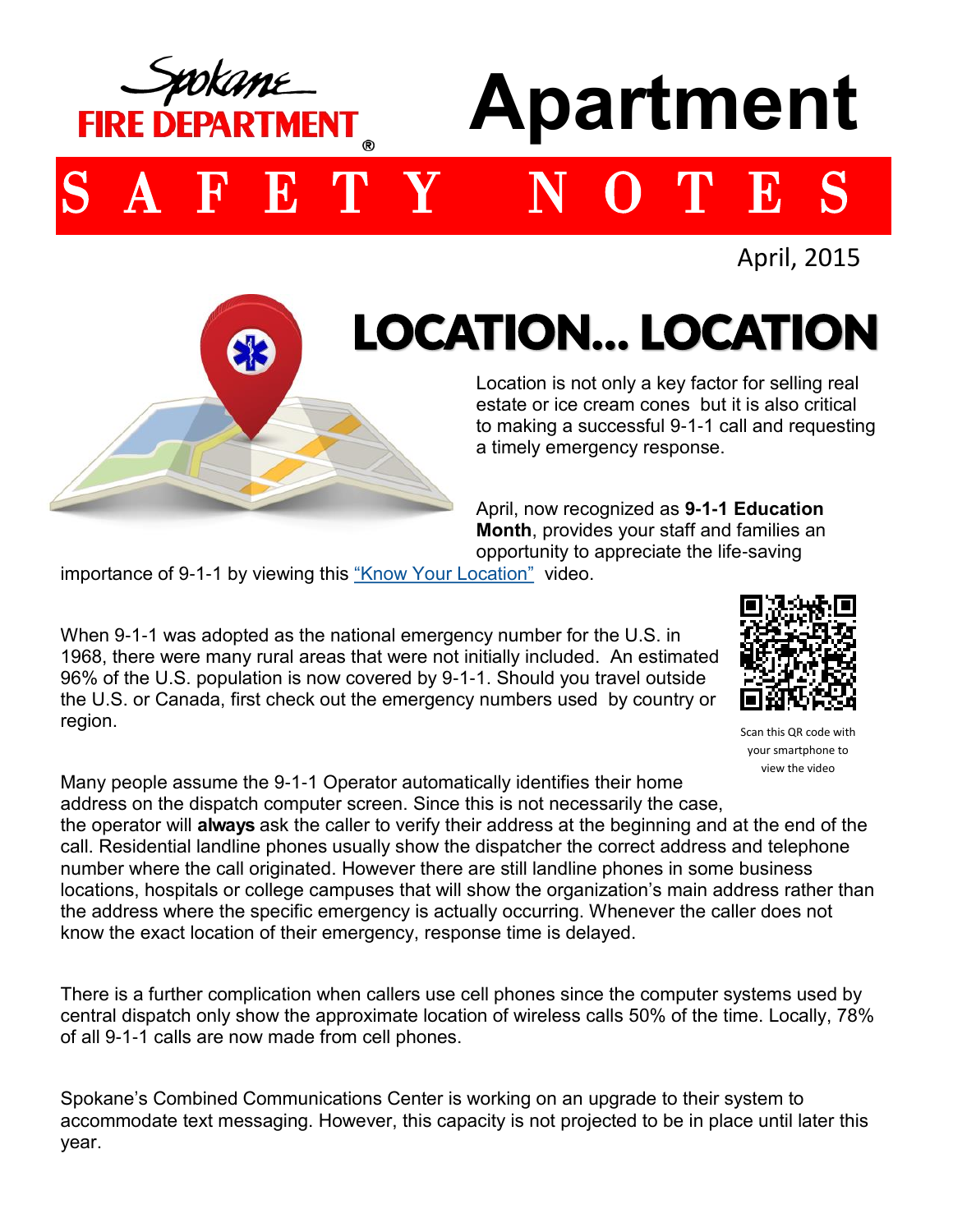Spokane FIRE DEPARTMENT®

# Apartment

# S A F E T Y N O T E S

April, 2015

## LOCATION... LOCATION

Location is not only a key factor for selling real estate or ice cream cones but it is also critical to making a successful 9-1-1 call and requesting a timely emergency response.

April, now recognized as **9-1-1 Education Month**, provides your staff and families an opportunity to appreciate the life-saving importance of 9-1-1 by viewing this "Know Your Location" video.

When 9-1-1 was adopted as the national emergency number for the U.S. in 1968, there were many rural areas that were not initially included. An estimated 96% of the U.S. population is now covered by 9-1-1. Should you travel outside the U.S. or Canada, first check out the emergency numbers used by country or region.

Scan this QR code with your smartphone to view the video

Many people assume the 9-1-1 Operator automatically identifies their home address on the dispatch computer screen. Since this is not necessarily the case, the operator will **always** ask the caller to verify their address at the beginning and at the end of the call. Residential landline phones usually show the dispatcher the correct address and telephone number where the call originated. However there are still landline phones in some business locations, hospitals or college campuses that will show the organization's main address rather than the address where the specific emergency is actually occurring. Whenever the caller does not know the exact location of their emergency, response time is delayed.

There is a further complication when callers use cell phones since the computer systems used by central dispatch only show the approximate location of wireless calls 50% of the time. Locally, 78% of all 9-1-1 calls are now made from cell phones.

Spokane's Combined Communications Center is working on an upgrade to their system to accommodate text messaging. However, this capacity is not projected to be in place until later this year.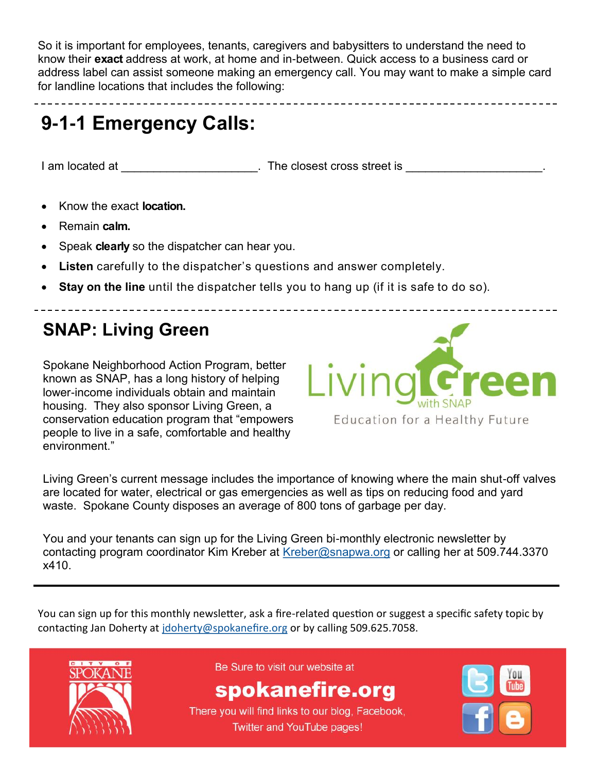So it is important for employees, tenants, caregivers and babysitters to understand the need to know their **exact** address at work, at home and in-between. Quick access to a business card or address label can assist someone making an emergency call. You may want to make a simple card for landline locations that includes the following:

## 9-1-1 Emergency Calls:

I am located at ____________________. The closest cross street is ____________________.

- Know the exact **location.**
- Remain **calm.**
- Speak **clearly** so the dispatcher can hear you.
- **Listen** carefully to the dispatcher's questions and answer completely.
- **Stay on the line** until the dispatcher tells you to hang up (if it is safe to do so).

## SNAP: Living Green

Spokane Neighborhood Action Program, better known as SNAP, has a long history of helping lower-income individuals obtain and maintain housing. They also sponsor Living Green, a conservation education program that "empowers people to live in a safe, comfortable and healthy environment."

Living Green with SNAP
Education for a Healthy Future

Living Green's current message includes the importance of knowing where the main shut-off valves are located for water, electrical or gas emergencies as well as tips on reducing food and yard waste. Spokane County disposes an average of 800 tons of garbage per day.

You and your tenants can sign up for the Living Green bi-monthly electronic newsletter by contacting program coordinator Kim Kreber at Kreber@snapwa.org or calling her at 509.744.3370 x410.

---

You can sign up for this monthly newsletter, ask a fire-related question or suggest a specific safety topic by contacting Jan Doherty at jdoherty@spokanefire.org or by calling 509.625.7058.

City of Spokane

Be Sure to visit our website at

**spokanefire.org**

There you will find links to our blog, Facebook, Twitter and YouTube pages!